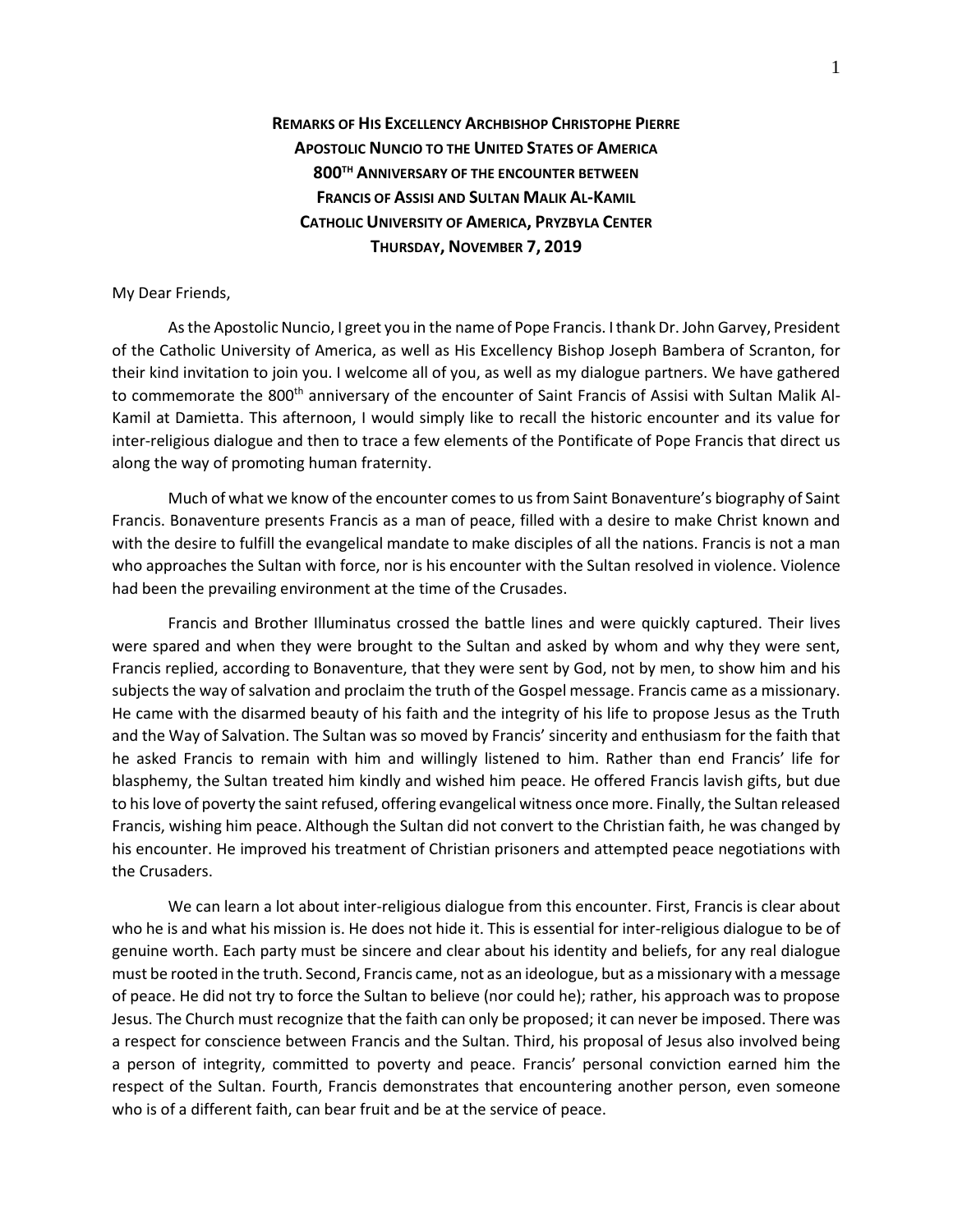**Remarks of His Excellency Archbishop Christophe Pierre**
**Apostolic Nuncio to the United States of America**
**800th Anniversary of the encounter between**
**Francis of Assisi and Sultan Malik Al-Kamil**
**Catholic University of America, Pryzbyla Center**
**Thursday, November 7, 2019**

My Dear Friends,

As the Apostolic Nuncio, I greet you in the name of Pope Francis. I thank Dr. John Garvey, President of the Catholic University of America, as well as His Excellency Bishop Joseph Bambera of Scranton, for their kind invitation to join you. I welcome all of you, as well as my dialogue partners. We have gathered to commemorate the 800th anniversary of the encounter of Saint Francis of Assisi with Sultan Malik Al-Kamil at Damietta. This afternoon, I would simply like to recall the historic encounter and its value for inter-religious dialogue and then to trace a few elements of the Pontificate of Pope Francis that direct us along the way of promoting human fraternity.

Much of what we know of the encounter comes to us from Saint Bonaventure's biography of Saint Francis. Bonaventure presents Francis as a man of peace, filled with a desire to make Christ known and with the desire to fulfill the evangelical mandate to make disciples of all the nations. Francis is not a man who approaches the Sultan with force, nor is his encounter with the Sultan resolved in violence. Violence had been the prevailing environment at the time of the Crusades.

Francis and Brother Illuminatus crossed the battle lines and were quickly captured. Their lives were spared and when they were brought to the Sultan and asked by whom and why they were sent, Francis replied, according to Bonaventure, that they were sent by God, not by men, to show him and his subjects the way of salvation and proclaim the truth of the Gospel message. Francis came as a missionary. He came with the disarmed beauty of his faith and the integrity of his life to propose Jesus as the Truth and the Way of Salvation. The Sultan was so moved by Francis' sincerity and enthusiasm for the faith that he asked Francis to remain with him and willingly listened to him. Rather than end Francis' life for blasphemy, the Sultan treated him kindly and wished him peace. He offered Francis lavish gifts, but due to his love of poverty the saint refused, offering evangelical witness once more. Finally, the Sultan released Francis, wishing him peace. Although the Sultan did not convert to the Christian faith, he was changed by his encounter. He improved his treatment of Christian prisoners and attempted peace negotiations with the Crusaders.

We can learn a lot about inter-religious dialogue from this encounter. First, Francis is clear about who he is and what his mission is. He does not hide it. This is essential for inter-religious dialogue to be of genuine worth. Each party must be sincere and clear about his identity and beliefs, for any real dialogue must be rooted in the truth. Second, Francis came, not as an ideologue, but as a missionary with a message of peace. He did not try to force the Sultan to believe (nor could he); rather, his approach was to propose Jesus. The Church must recognize that the faith can only be proposed; it can never be imposed. There was a respect for conscience between Francis and the Sultan. Third, his proposal of Jesus also involved being a person of integrity, committed to poverty and peace. Francis' personal conviction earned him the respect of the Sultan. Fourth, Francis demonstrates that encountering another person, even someone who is of a different faith, can bear fruit and be at the service of peace.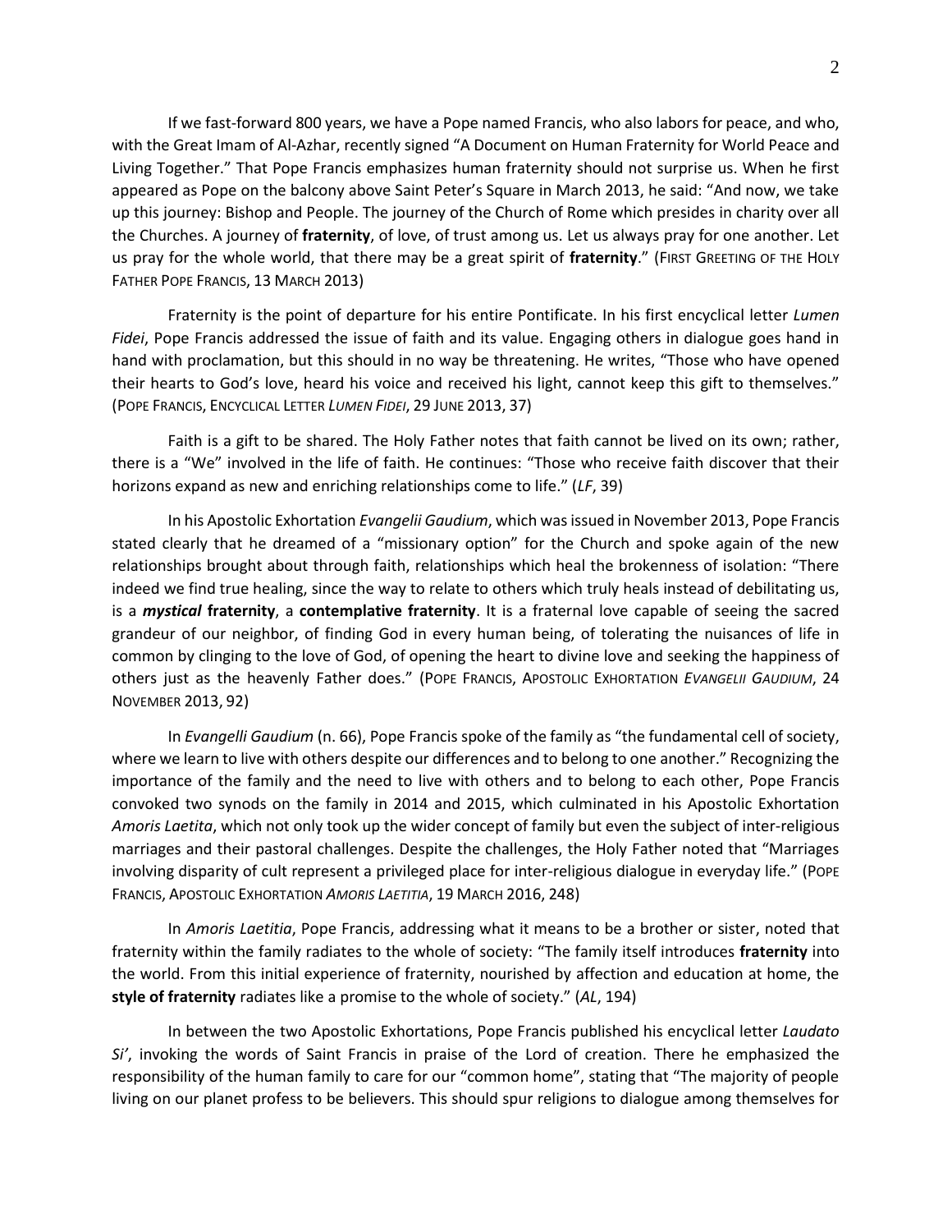If we fast-forward 800 years, we have a Pope named Francis, who also labors for peace, and who, with the Great Imam of Al-Azhar, recently signed "A Document on Human Fraternity for World Peace and Living Together." That Pope Francis emphasizes human fraternity should not surprise us. When he first appeared as Pope on the balcony above Saint Peter's Square in March 2013, he said: "And now, we take up this journey: Bishop and People. The journey of the Church of Rome which presides in charity over all the Churches. A journey of **fraternity**, of love, of trust among us. Let us always pray for one another. Let us pray for the whole world, that there may be a great spirit of **fraternity**." (First Greeting of the Holy Father Pope Francis, 13 March 2013)

Fraternity is the point of departure for his entire Pontificate. In his first encyclical letter *Lumen Fidei*, Pope Francis addressed the issue of faith and its value. Engaging others in dialogue goes hand in hand with proclamation, but this should in no way be threatening. He writes, "Those who have opened their hearts to God's love, heard his voice and received his light, cannot keep this gift to themselves." (Pope Francis, Encyclical Letter *Lumen Fidei*, 29 June 2013, 37)

Faith is a gift to be shared. The Holy Father notes that faith cannot be lived on its own; rather, there is a "We" involved in the life of faith. He continues: "Those who receive faith discover that their horizons expand as new and enriching relationships come to life." (*LF*, 39)

In his Apostolic Exhortation *Evangelii Gaudium*, which was issued in November 2013, Pope Francis stated clearly that he dreamed of a "missionary option" for the Church and spoke again of the new relationships brought about through faith, relationships which heal the brokenness of isolation: "There indeed we find true healing, since the way to relate to others which truly heals instead of debilitating us, is a ***mystical*** **fraternity**, a **contemplative fraternity**. It is a fraternal love capable of seeing the sacred grandeur of our neighbor, of finding God in every human being, of tolerating the nuisances of life in common by clinging to the love of God, of opening the heart to divine love and seeking the happiness of others just as the heavenly Father does." (Pope Francis, Apostolic Exhortation *Evangelii Gaudium*, 24 November 2013, 92)

In *Evangelli Gaudium* (n. 66), Pope Francis spoke of the family as "the fundamental cell of society, where we learn to live with others despite our differences and to belong to one another." Recognizing the importance of the family and the need to live with others and to belong to each other, Pope Francis convoked two synods on the family in 2014 and 2015, which culminated in his Apostolic Exhortation *Amoris Laetita*, which not only took up the wider concept of family but even the subject of inter-religious marriages and their pastoral challenges. Despite the challenges, the Holy Father noted that "Marriages involving disparity of cult represent a privileged place for inter-religious dialogue in everyday life." (Pope Francis, Apostolic Exhortation *Amoris Laetitia*, 19 March 2016, 248)

In *Amoris Laetitia*, Pope Francis, addressing what it means to be a brother or sister, noted that fraternity within the family radiates to the whole of society: "The family itself introduces **fraternity** into the world. From this initial experience of fraternity, nourished by affection and education at home, the **style of fraternity** radiates like a promise to the whole of society." (*AL*, 194)

In between the two Apostolic Exhortations, Pope Francis published his encyclical letter *Laudato Si'*, invoking the words of Saint Francis in praise of the Lord of creation. There he emphasized the responsibility of the human family to care for our "common home", stating that "The majority of people living on our planet profess to be believers. This should spur religions to dialogue among themselves for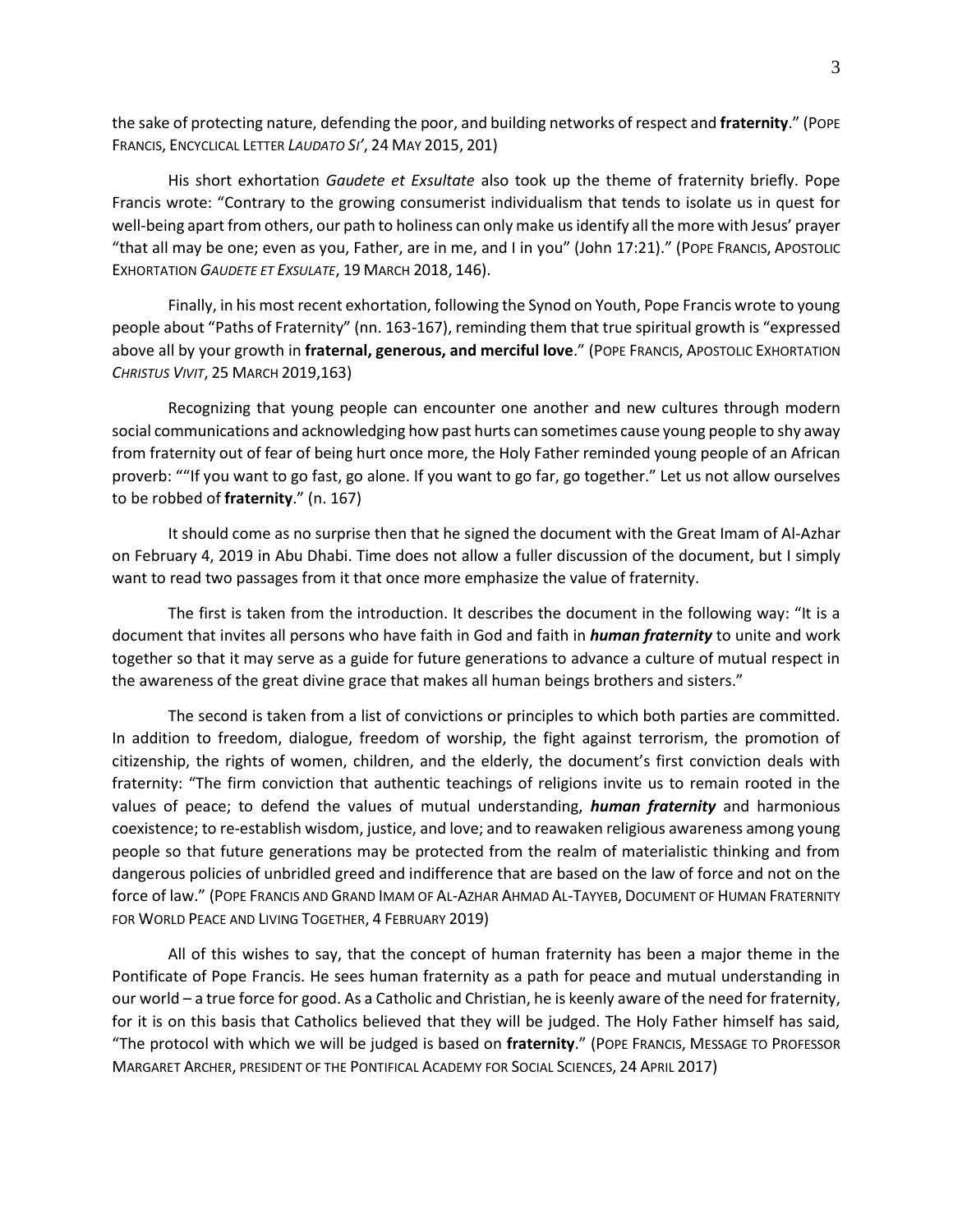the sake of protecting nature, defending the poor, and building networks of respect and **fraternity**." (POPE FRANCIS, ENCYCLICAL LETTER *LAUDATO SI'*, 24 MAY 2015, 201)

His short exhortation *Gaudete et Exsultate* also took up the theme of fraternity briefly. Pope Francis wrote: "Contrary to the growing consumerist individualism that tends to isolate us in quest for well-being apart from others, our path to holiness can only make us identify all the more with Jesus' prayer "that all may be one; even as you, Father, are in me, and I in you" (John 17:21)." (POPE FRANCIS, APOSTOLIC EXHORTATION *GAUDETE ET EXSULATE*, 19 MARCH 2018, 146).

Finally, in his most recent exhortation, following the Synod on Youth, Pope Francis wrote to young people about "Paths of Fraternity" (nn. 163-167), reminding them that true spiritual growth is "expressed above all by your growth in **fraternal, generous, and merciful love**." (POPE FRANCIS, APOSTOLIC EXHORTATION *CHRISTUS VIVIT*, 25 MARCH 2019,163)

Recognizing that young people can encounter one another and new cultures through modern social communications and acknowledging how past hurts can sometimes cause young people to shy away from fraternity out of fear of being hurt once more, the Holy Father reminded young people of an African proverb: ""If you want to go fast, go alone. If you want to go far, go together." Let us not allow ourselves to be robbed of **fraternity**." (n. 167)

It should come as no surprise then that he signed the document with the Great Imam of Al-Azhar on February 4, 2019 in Abu Dhabi. Time does not allow a fuller discussion of the document, but I simply want to read two passages from it that once more emphasize the value of fraternity.

The first is taken from the introduction. It describes the document in the following way: "It is a document that invites all persons who have faith in God and faith in ***human fraternity*** to unite and work together so that it may serve as a guide for future generations to advance a culture of mutual respect in the awareness of the great divine grace that makes all human beings brothers and sisters."

The second is taken from a list of convictions or principles to which both parties are committed. In addition to freedom, dialogue, freedom of worship, the fight against terrorism, the promotion of citizenship, the rights of women, children, and the elderly, the document's first conviction deals with fraternity: "The firm conviction that authentic teachings of religions invite us to remain rooted in the values of peace; to defend the values of mutual understanding, ***human fraternity*** and harmonious coexistence; to re-establish wisdom, justice, and love; and to reawaken religious awareness among young people so that future generations may be protected from the realm of materialistic thinking and from dangerous policies of unbridled greed and indifference that are based on the law of force and not on the force of law." (POPE FRANCIS AND GRAND IMAM OF AL-AZHAR AHMAD AL-TAYYEB, DOCUMENT OF HUMAN FRATERNITY FOR WORLD PEACE AND LIVING TOGETHER, 4 FEBRUARY 2019)

All of this wishes to say, that the concept of human fraternity has been a major theme in the Pontificate of Pope Francis. He sees human fraternity as a path for peace and mutual understanding in our world – a true force for good. As a Catholic and Christian, he is keenly aware of the need for fraternity, for it is on this basis that Catholics believed that they will be judged. The Holy Father himself has said, "The protocol with which we will be judged is based on **fraternity**." (POPE FRANCIS, MESSAGE TO PROFESSOR MARGARET ARCHER, PRESIDENT OF THE PONTIFICAL ACADEMY FOR SOCIAL SCIENCES, 24 APRIL 2017)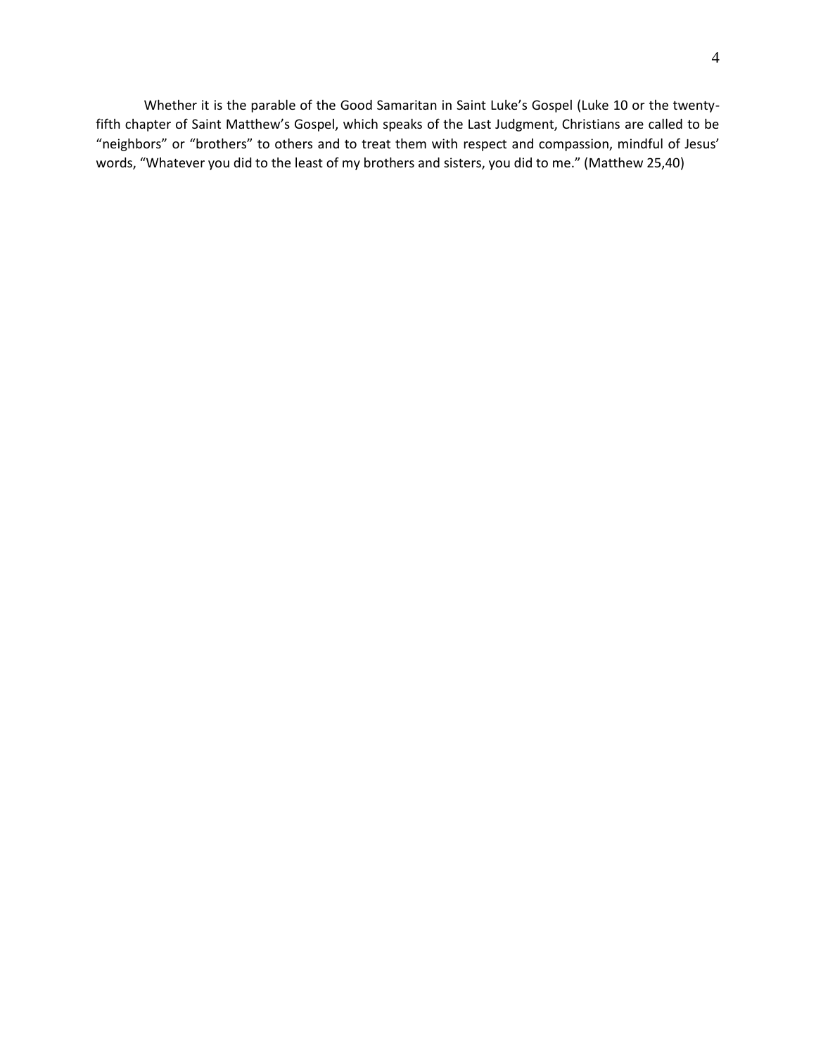Whether it is the parable of the Good Samaritan in Saint Luke's Gospel (Luke 10 or the twenty-fifth chapter of Saint Matthew's Gospel, which speaks of the Last Judgment, Christians are called to be "neighbors" or "brothers" to others and to treat them with respect and compassion, mindful of Jesus' words, "Whatever you did to the least of my brothers and sisters, you did to me." (Matthew 25,40)